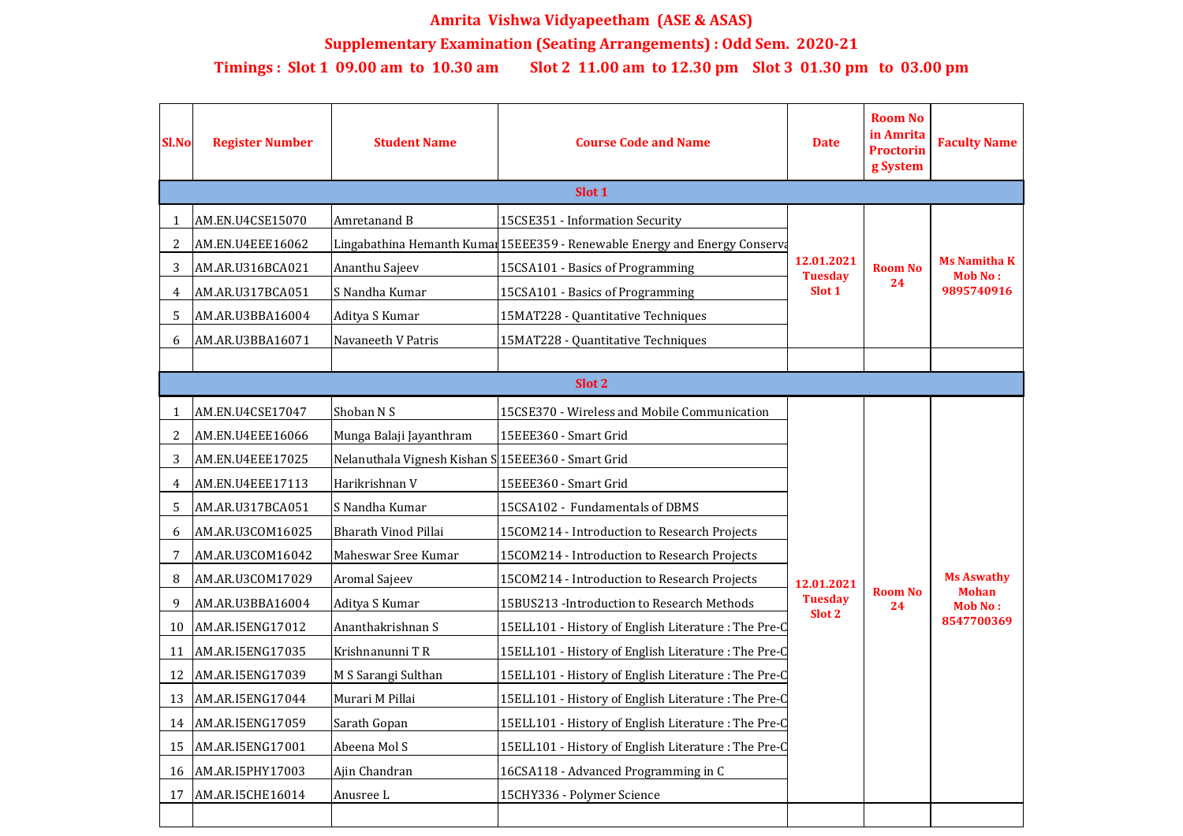# Amrita Vishwa Vidyapeetham (ASE & ASAS)

## Supplementary Examination (Seating Arrangements) : Odd Sem. 2020-21

### Timings : Slot 1 09.00 am to 10.30 am Slot 2 11.00 am to 12.30 pm Slot 3 01.30 pm to 03.00 pm

| Sl.No | Register Number | Student Name | Course Code and Name | Date | Room No in Amrita Proctoring System | Faculty Name |
|---|---|---|---|---|---|---|
| **Slot 1** | | | | | | |
| 1 | AM.EN.U4CSE15070 | Amretanand B | 15CSE351 - Information Security | 12.01.2021 Tuesday Slot 1 | Room No 24 | Ms Namitha K Mob No : 9895740916 |
| 2 | AM.EN.U4EEE16062 | Lingabathina Hemanth Kumar | 15EEE359 - Renewable Energy and Energy Conserva | | | |
| 3 | AM.AR.U316BCA021 | Ananthu Sajeev | 15CSA101 - Basics of Programming | | | |
| 4 | AM.AR.U317BCA051 | S Nandha Kumar | 15CSA101 - Basics of Programming | | | |
| 5 | AM.AR.U3BBA16004 | Aditya S Kumar | 15MAT228 - Quantitative Techniques | | | |
| 6 | AM.AR.U3BBA16071 | Navaneeth V Patris | 15MAT228 - Quantitative Techniques | | | |
| **Slot 2** | | | | | | |
| 1 | AM.EN.U4CSE17047 | Shoban N S | 15CSE370 - Wireless and Mobile Communication | 12.01.2021 Tuesday Slot 2 | Room No 24 | Ms Aswathy Mohan Mob No : 8547700369 |
| 2 | AM.EN.U4EEE16066 | Munga Balaji Jayanthram | 15EEE360 - Smart Grid | | | |
| 3 | AM.EN.U4EEE17025 | Nelanuthala Vignesh Kishan S | 15EEE360 - Smart Grid | | | |
| 4 | AM.EN.U4EEE17113 | Harikrishnan V | 15EEE360 - Smart Grid | | | |
| 5 | AM.AR.U317BCA051 | S Nandha Kumar | 15CSA102 - Fundamentals of DBMS | | | |
| 6 | AM.AR.U3COM16025 | Bharath Vinod Pillai | 15COM214 - Introduction to Research Projects | | | |
| 7 | AM.AR.U3COM16042 | Maheswar Sree Kumar | 15COM214 - Introduction to Research Projects | | | |
| 8 | AM.AR.U3COM17029 | Aromal Sajeev | 15COM214 - Introduction to Research Projects | | | |
| 9 | AM.AR.U3BBA16004 | Aditya S Kumar | 15BUS213 -Introduction to Research Methods | | | |
| 10 | AM.AR.I5ENG17012 | Ananthakrishnan S | 15ELL101 - History of English Literature : The Pre-C | | | |
| 11 | AM.AR.I5ENG17035 | Krishnanunni T R | 15ELL101 - History of English Literature : The Pre-C | | | |
| 12 | AM.AR.I5ENG17039 | M S Sarangi Sulthan | 15ELL101 - History of English Literature : The Pre-C | | | |
| 13 | AM.AR.I5ENG17044 | Murari M Pillai | 15ELL101 - History of English Literature : The Pre-C | | | |
| 14 | AM.AR.I5ENG17059 | Sarath Gopan | 15ELL101 - History of English Literature : The Pre-C | | | |
| 15 | AM.AR.I5ENG17001 | Abeena Mol S | 15ELL101 - History of English Literature : The Pre-C | | | |
| 16 | AM.AR.I5PHY17003 | Ajin Chandran | 16CSA118 - Advanced Programming in C | | | |
| 17 | AM.AR.I5CHE16014 | Anusree L | 15CHY336 - Polymer Science | | | |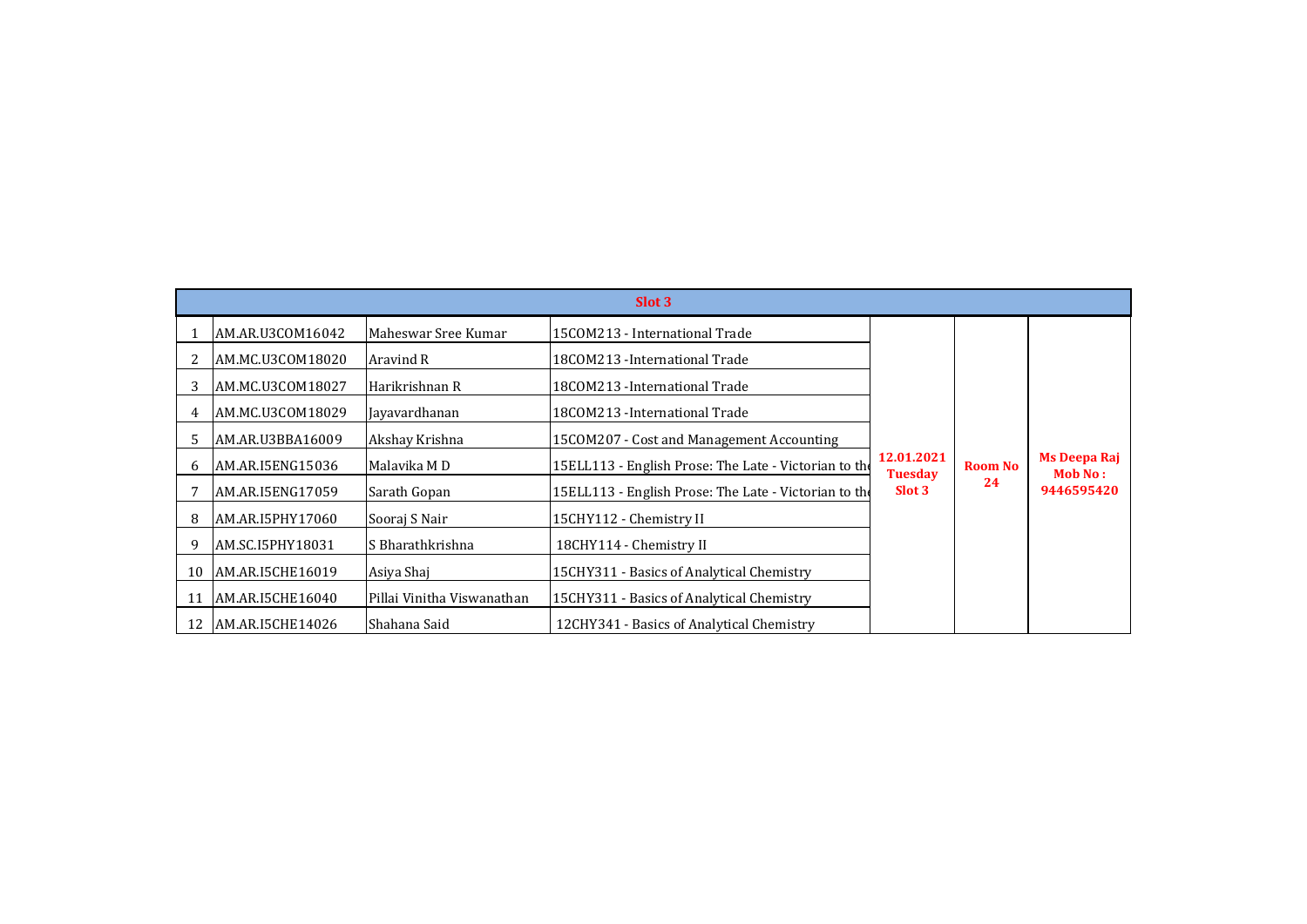| Slot 3 | | | | | | |
|---|---|---|---|---|---|---|
| 1 | AM.AR.U3COM16042 | Maheswar Sree Kumar | 15COM213 - International Trade | 12.01.2021 Tuesday Slot 3 | Room No 24 | Ms Deepa Raj Mob No : 9446595420 |
| 2 | AM.MC.U3COM18020 | Aravind R | 18COM213 -International Trade | | | |
| 3 | AM.MC.U3COM18027 | Harikrishnan R | 18COM213 -International Trade | | | |
| 4 | AM.MC.U3COM18029 | Jayavardhanan | 18COM213 -International Trade | | | |
| 5 | AM.AR.U3BBA16009 | Akshay Krishna | 15COM207 - Cost and Management Accounting | | | |
| 6 | AM.AR.I5ENG15036 | Malavika M D | 15ELL113 - English Prose: The Late - Victorian to the | | | |
| 7 | AM.AR.I5ENG17059 | Sarath Gopan | 15ELL113 - English Prose: The Late - Victorian to the | | | |
| 8 | AM.AR.I5PHY17060 | Sooraj S Nair | 15CHY112 - Chemistry II | | | |
| 9 | AM.SC.I5PHY18031 | S Bharathkrishna | 18CHY114 - Chemistry II | | | |
| 10 | AM.AR.I5CHE16019 | Asiya Shaj | 15CHY311 - Basics of Analytical Chemistry | | | |
| 11 | AM.AR.I5CHE16040 | Pillai Vinitha Viswanathan | 15CHY311 - Basics of Analytical Chemistry | | | |
| 12 | AM.AR.I5CHE14026 | Shahana Said | 12CHY341 - Basics of Analytical Chemistry | | | |